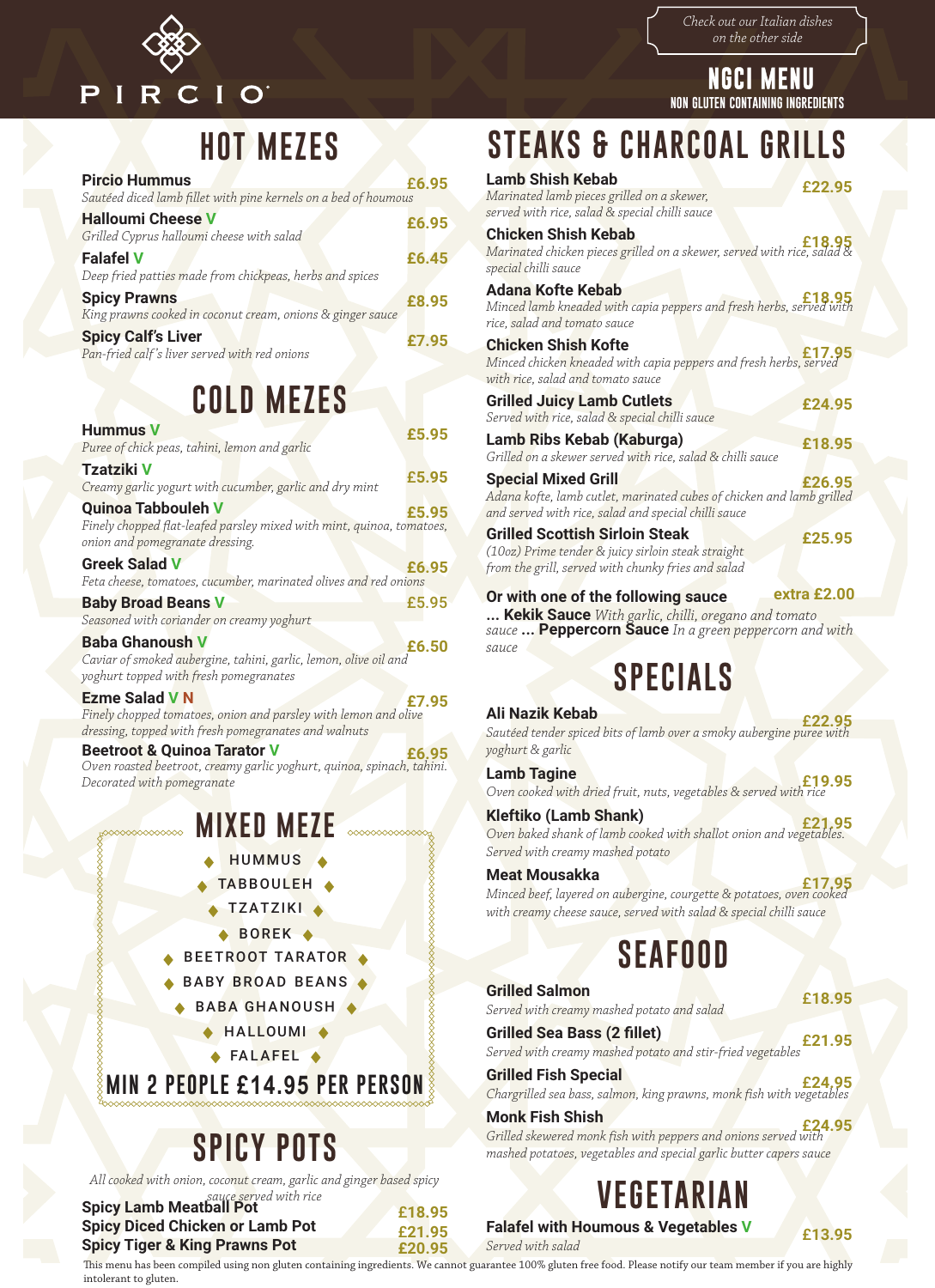PIRCIO

*Check out our Italian dishes on the other side*

# NGCI MENU

NON GLUTEN CONTAINING INGREDIENTS

## HOT MEZES

**Pircio Hummus** £6.95
*Sautéed diced lamb fillet with pine kernels on a bed of houmous*

**Halloumi Cheese V** £6.95
*Grilled Cyprus halloumi cheese with salad*

**Falafel V** £6.45
*Deep fried patties made from chickpeas, herbs and spices*

**Spicy Prawns** £8.95
*King prawns cooked in coconut cream, onions & ginger sauce*

**Spicy Calf's Liver** £7.95
*Pan-fried calf's liver served with red onions*

## COLD MEZES

**Hummus V** £5.95
*Puree of chick peas, tahini, lemon and garlic*

**Tzatziki V** £5.95
*Creamy garlic yogurt with cucumber, garlic and dry mint*

**Quinoa Tabbouleh V** £5.95
*Finely chopped flat-leafed parsley mixed with mint, quinoa, tomatoes, onion and pomegranate dressing.*

**Greek Salad V** £6.95
*Feta cheese, tomatoes, cucumber, marinated olives and red onions*

**Baby Broad Beans V** £5.95
*Seasoned with coriander on creamy yoghurt*

**Baba Ghanoush V** £6.50
*Caviar of smoked aubergine, tahini, garlic, lemon, olive oil and yoghurt topped with fresh pomegranates*

**Ezme Salad V N** £7.95
*Finely chopped tomatoes, onion and parsley with lemon and olive dressing, topped with fresh pomegranates and walnuts*

**Beetroot & Quinoa Tarator V** £6.95
*Oven roasted beetroot, creamy garlic yoghurt, quinoa, spinach, tahini. Decorated with pomegranate*

## MIXED MEZE

- HUMMUS
- TABBOULEH
- TZATZIKI
- BOREK
- BEETROOT TARATOR
- BABY BROAD BEANS
- BABA GHANOUSH
- HALLOUMI
- FALAFEL

**MIN 2 PEOPLE £14.95 PER PERSON**

## SPICY POTS

*All cooked with onion, coconut cream, garlic and ginger based spicy sauce served with rice*

**Spicy Lamb Meatball Pot** £18.95
**Spicy Diced Chicken or Lamb Pot** £21.95
**Spicy Tiger & King Prawns Pot** £20.95

## STEAKS & CHARCOAL GRILLS

**Lamb Shish Kebab** £22.95
*Marinated lamb pieces grilled on a skewer, served with rice, salad & special chilli sauce*

**Chicken Shish Kebab** £18.95
*Marinated chicken pieces grilled on a skewer, served with rice, salad & special chilli sauce*

**Adana Kofte Kebab** £18.95
*Minced lamb kneaded with capia peppers and fresh herbs, served with rice, salad and tomato sauce*

**Chicken Shish Kofte** £17.95
*Minced chicken kneaded with capia peppers and fresh herbs, served with rice, salad and tomato sauce*

**Grilled Juicy Lamb Cutlets** £24.95
*Served with rice, salad & special chilli sauce*

**Lamb Ribs Kebab (Kaburga)** £18.95
*Grilled on a skewer served with rice, salad & chilli sauce*

**Special Mixed Grill** £26.95
*Adana kofte, lamb cutlet, marinated cubes of chicken and lamb grilled and served with rice, salad and special chilli sauce*

**Grilled Scottish Sirloin Steak** £25.95
*(10oz) Prime tender & juicy sirloin steak straight from the grill, served with chunky fries and salad*

**Or with one of the following sauce** extra £2.00
**... Kekik Sauce** *With garlic, chilli, oregano and tomato sauce* **... Peppercorn Sauce** *In a green peppercorn and with sauce*

## SPECIALS

**Ali Nazik Kebab** £22.95
*Sautéed tender spiced bits of lamb over a smoky aubergine puree with yoghurt & garlic*

**Lamb Tagine** £19.95
*Oven cooked with dried fruit, nuts, vegetables & served with rice*

**Kleftiko (Lamb Shank)** £21.95
*Oven baked shank of lamb cooked with shallot onion and vegetables. Served with creamy mashed potato*

**Meat Mousakka** £17.95
*Minced beef, layered on aubergine, courgette & potatoes, oven cooked with creamy cheese sauce, served with salad & special chilli sauce*

## SEAFOOD

**Grilled Salmon** £18.95
*Served with creamy mashed potato and salad*

**Grilled Sea Bass (2 fillet)** £21.95
*Served with creamy mashed potato and stir-fried vegetables*

**Grilled Fish Special** £24.95
*Chargrilled sea bass, salmon, king prawns, monk fish with vegetables*

**Monk Fish Shish** £24.95
*Grilled skewered monk fish with peppers and onions served with mashed potatoes, vegetables and special garlic butter capers sauce*

## VEGETARIAN

**Falafel with Houmous & Vegetables V** £13.95
*Served with salad*

This menu has been compiled using non gluten containing ingredients. We cannot guarantee 100% gluten free food. Please notify our team member if you are highly intolerant to gluten.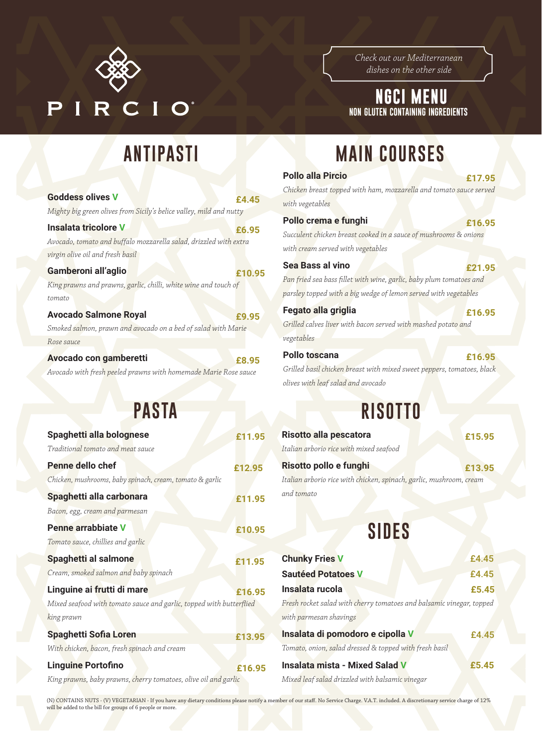PIRCIO

*Check out our Mediterranean dishes on the other side*

# NGCI MENU

**NON GLUTEN CONTAINING INGREDIENTS**

## ANTIPASTI

**Goddess olives V** — £4.45
*Mighty big green olives from Sicily's belice valley, mild and nutty*

**Insalata tricolore V** — £6.95
*Avocado, tomato and buffalo mozzarella salad, drizzled with extra virgin olive oil and fresh basil*

**Gamberoni all'aglio** — £10.95
*King prawns and prawns, garlic, chilli, white wine and touch of tomato*

**Avocado Salmone Royal** — £9.95
*Smoked salmon, prawn and avocado on a bed of salad with Marie Rose sauce*

**Avocado con gamberetti** — £8.95
*Avocado with fresh peeled prawns with homemade Marie Rose sauce*

## PASTA

**Spaghetti alla bolognese** — £11.95
*Traditional tomato and meat sauce*

**Penne dello chef** — £12.95
*Chicken, mushrooms, baby spinach, cream, tomato & garlic*

**Spaghetti alla carbonara** — £11.95
*Bacon, egg, cream and parmesan*

**Penne arrabbiate V** — £10.95
*Tomato sauce, chillies and garlic*

**Spaghetti al salmone** — £11.95
*Cream, smoked salmon and baby spinach*

**Linguine ai frutti di mare** — £16.95
*Mixed seafood with tomato sauce and garlic, topped with butterflied king prawn*

**Spaghetti Sofia Loren** — £13.95
*With chicken, bacon, fresh spinach and cream*

**Linguine Portofino** — £16.95
*King prawns, baby prawns, cherry tomatoes, olive oil and garlic*

## MAIN COURSES

**Pollo alla Pircio** — £17.95
*Chicken breast topped with ham, mozzarella and tomato sauce served with vegetables*

**Pollo crema e funghi** — £16.95
*Succulent chicken breast cooked in a sauce of mushrooms & onions with cream served with vegetables*

**Sea Bass al vino** — £21.95
*Pan fried sea bass fillet with wine, garlic, baby plum tomatoes and parsley topped with a big wedge of lemon served with vegetables*

**Fegato alla griglia** — £16.95
*Grilled calves liver with bacon served with mashed potato and vegetables*

**Pollo toscana** — £16.95
*Grilled basil chicken breast with mixed sweet peppers, tomatoes, black olives with leaf salad and avocado*

## RISOTTO

**Risotto alla pescatora** — £15.95
*Italian arborio rice with mixed seafood*

**Risotto pollo e funghi** — £13.95
*Italian arborio rice with chicken, spinach, garlic, mushroom, cream and tomato*

## SIDES

**Chunky Fries V** — £4.45

**Sautéed Potatoes V** — £4.45

**Insalata rucola** — £5.45
*Fresh rocket salad with cherry tomatoes and balsamic vinegar, topped with parmesan shavings*

**Insalata di pomodoro e cipolla V** — £4.45
*Tomato, onion, salad dressed & topped with fresh basil*

**Insalata mista - Mixed Salad V** — £5.45
*Mixed leaf salad drizzled with balsamic vinegar*

(N) CONTAINS NUTS - (V) VEGETARIAN - If you have any dietary conditions please notify a member of our staff. No Service Charge. V.A.T. included. A discretionary service charge of 12% will be added to the bill for groups of 6 people or more.